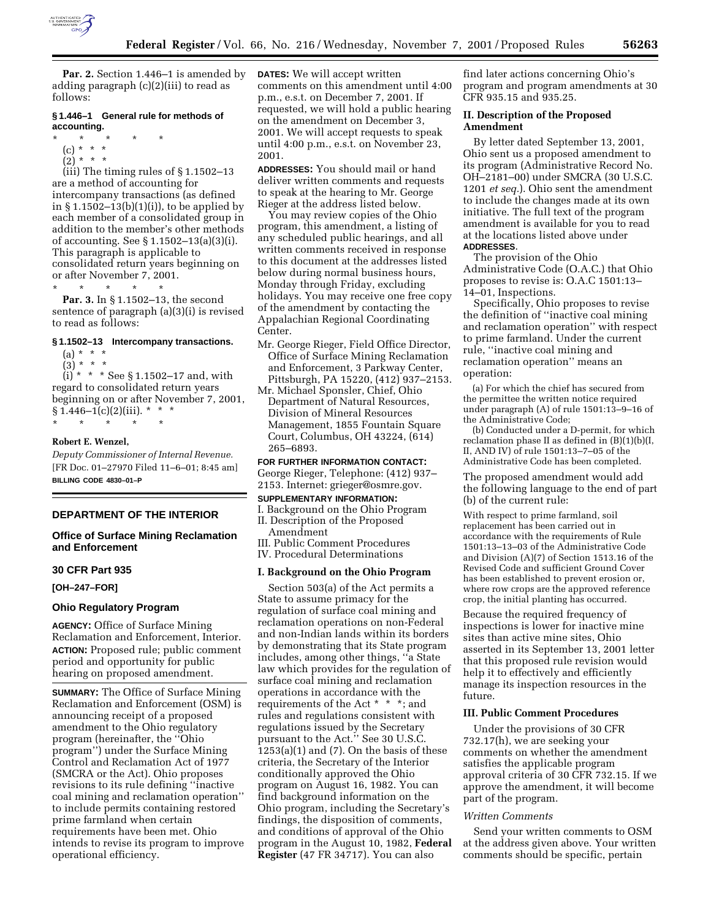**Par. 2.** Section 1.446–1 is amended by adding paragraph (c)(2)(iii) to read as follows:

#### § 1.446–1 General rule for methods of accounting.

\* \* \* \* \*

(c) \* \* \*

(2) \* \* \*

(iii) The timing rules of § 1.1502–13 are a method of accounting for intercompany transactions (as defined in § 1.1502–13(b)(1)(i)), to be applied by each member of a consolidated group in addition to the member's other methods of accounting. See § 1.1502–13(a)(3)(i). This paragraph is applicable to consolidated return years beginning on or after November 7, 2001.

\* \* \* \* \*

**Par. 3.** In § 1.1502–13, the second sentence of paragraph (a)(3)(i) is revised to read as follows:

#### § 1.1502–13 Intercompany transactions.

(a) \* \* \*

(3) \* \* \*

(i) \* \* \* See § 1.1502–17 and, with regard to consolidated return years beginning on or after November 7, 2001, § 1.446–1(c)(2)(iii). \* \* \*

\* \* \* \* \*

**Robert E. Wenzel,**

*Deputy Commissioner of Internal Revenue.*

[FR Doc. 01–27970 Filed 11–6–01; 8:45 am]

**BILLING CODE 4830–01–P**

## DEPARTMENT OF THE INTERIOR

### Office of Surface Mining Reclamation and Enforcement

### 30 CFR Part 935

**[OH–247–FOR]**

### Ohio Regulatory Program

**AGENCY:** Office of Surface Mining Reclamation and Enforcement, Interior.

**ACTION:** Proposed rule; public comment period and opportunity for public hearing on proposed amendment.

**SUMMARY:** The Office of Surface Mining Reclamation and Enforcement (OSM) is announcing receipt of a proposed amendment to the Ohio regulatory program (hereinafter, the ''Ohio program'') under the Surface Mining Control and Reclamation Act of 1977 (SMCRA or the Act). Ohio proposes revisions to its rule defining ''inactive coal mining and reclamation operation'' to include permits containing restored prime farmland when certain requirements have been met. Ohio intends to revise its program to improve operational efficiency.

**DATES:** We will accept written comments on this amendment until 4:00 p.m., e.s.t. on December 7, 2001. If requested, we will hold a public hearing on the amendment on December 3, 2001. We will accept requests to speak until 4:00 p.m., e.s.t. on November 23, 2001.

**ADDRESSES:** You should mail or hand deliver written comments and requests to speak at the hearing to Mr. George Rieger at the address listed below.

You may review copies of the Ohio program, this amendment, a listing of any scheduled public hearings, and all written comments received in response to this document at the addresses listed below during normal business hours, Monday through Friday, excluding holidays. You may receive one free copy of the amendment by contacting the Appalachian Regional Coordinating Center.

Mr. George Rieger, Field Office Director, Office of Surface Mining Reclamation and Enforcement, 3 Parkway Center, Pittsburgh, PA 15220, (412) 937–2153.

Mr. Michael Sponsler, Chief, Ohio Department of Natural Resources, Division of Mineral Resources Management, 1855 Fountain Square Court, Columbus, OH 43224, (614) 265–6893.

**FOR FURTHER INFORMATION CONTACT:** George Rieger, Telephone: (412) 937–2153. Internet: grieger@osmre.gov.

**SUPPLEMENTARY INFORMATION:**

I. Background on the Ohio Program
II. Description of the Proposed Amendment
III. Public Comment Procedures
IV. Procedural Determinations

### I. Background on the Ohio Program

Section 503(a) of the Act permits a State to assume primacy for the regulation of surface coal mining and reclamation operations on non-Federal and non-Indian lands within its borders by demonstrating that its State program includes, among other things, ''a State law which provides for the regulation of surface coal mining and reclamation operations in accordance with the requirements of the Act \* \* \*; and rules and regulations consistent with regulations issued by the Secretary pursuant to the Act.'' See 30 U.S.C. 1253(a)(1) and (7). On the basis of these criteria, the Secretary of the Interior conditionally approved the Ohio program on August 16, 1982. You can find background information on the Ohio program, including the Secretary's findings, the disposition of comments, and conditions of approval of the Ohio program in the August 10, 1982, **Federal Register** (47 FR 34717). You can also find later actions concerning Ohio's program and program amendments at 30 CFR 935.15 and 935.25.

### II. Description of the Proposed Amendment

By letter dated September 13, 2001, Ohio sent us a proposed amendment to its program (Administrative Record No. OH–2181–00) under SMCRA (30 U.S.C. 1201 *et seq.*). Ohio sent the amendment to include the changes made at its own initiative. The full text of the program amendment is available for you to read at the locations listed above under **ADDRESSES**.

The provision of the Ohio Administrative Code (O.A.C.) that Ohio proposes to revise is: O.A.C 1501:13–14–01, Inspections.

Specifically, Ohio proposes to revise the definition of ''inactive coal mining and reclamation operation'' with respect to prime farmland. Under the current rule, ''inactive coal mining and reclamation operation'' means an operation:

(a) For which the chief has secured from the permittee the written notice required under paragraph (A) of rule 1501:13–9–16 of the Administrative Code;

(b) Conducted under a D-permit, for which reclamation phase II as defined in (B)(1)(b)(I, II, AND IV) of rule 1501:13–7–05 of the Administrative Code has been completed.

The proposed amendment would add the following language to the end of part (b) of the current rule:

With respect to prime farmland, soil replacement has been carried out in accordance with the requirements of Rule 1501:13–13–03 of the Administrative Code and Division (A)(7) of Section 1513.16 of the Revised Code and sufficient Ground Cover has been established to prevent erosion or, where row crops are the approved reference crop, the initial planting has occurred.

Because the required frequency of inspections is lower for inactive mine sites than active mine sites, Ohio asserted in its September 13, 2001 letter that this proposed rule revision would help it to effectively and efficiently manage its inspection resources in the future.

### III. Public Comment Procedures

Under the provisions of 30 CFR 732.17(h), we are seeking your comments on whether the amendment satisfies the applicable program approval criteria of 30 CFR 732.15. If we approve the amendment, it will become part of the program.

#### *Written Comments*

Send your written comments to OSM at the address given above. Your written comments should be specific, pertain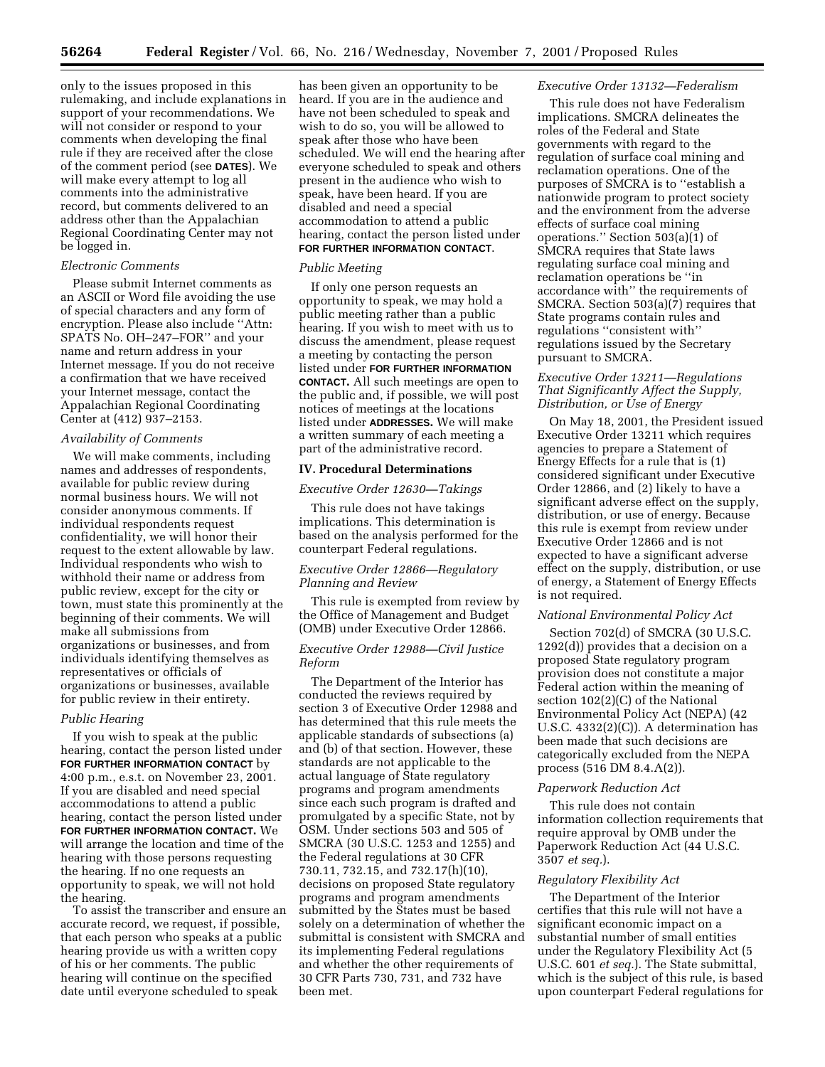only to the issues proposed in this rulemaking, and include explanations in support of your recommendations. We will not consider or respond to your comments when developing the final rule if they are received after the close of the comment period (see **DATES**). We will make every attempt to log all comments into the administrative record, but comments delivered to an address other than the Appalachian Regional Coordinating Center may not be logged in.

*Electronic Comments*

Please submit Internet comments as an ASCII or Word file avoiding the use of special characters and any form of encryption. Please also include ''Attn: SPATS No. OH–247–FOR'' and your name and return address in your Internet message. If you do not receive a confirmation that we have received your Internet message, contact the Appalachian Regional Coordinating Center at (412) 937–2153.

*Availability of Comments*

We will make comments, including names and addresses of respondents, available for public review during normal business hours. We will not consider anonymous comments. If individual respondents request confidentiality, we will honor their request to the extent allowable by law. Individual respondents who wish to withhold their name or address from public review, except for the city or town, must state this prominently at the beginning of their comments. We will make all submissions from organizations or businesses, and from individuals identifying themselves as representatives or officials of organizations or businesses, available for public review in their entirety.

*Public Hearing*

If you wish to speak at the public hearing, contact the person listed under **FOR FURTHER INFORMATION CONTACT** by 4:00 p.m., e.s.t. on November 23, 2001. If you are disabled and need special accommodations to attend a public hearing, contact the person listed under **FOR FURTHER INFORMATION CONTACT.** We will arrange the location and time of the hearing with those persons requesting the hearing. If no one requests an opportunity to speak, we will not hold the hearing.

To assist the transcriber and ensure an accurate record, we request, if possible, that each person who speaks at a public hearing provide us with a written copy of his or her comments. The public hearing will continue on the specified date until everyone scheduled to speak has been given an opportunity to be heard. If you are in the audience and have not been scheduled to speak and wish to do so, you will be allowed to speak after those who have been scheduled. We will end the hearing after everyone scheduled to speak and others present in the audience who wish to speak, have been heard. If you are disabled and need a special accommodation to attend a public hearing, contact the person listed under **FOR FURTHER INFORMATION CONTACT**.

*Public Meeting*

If only one person requests an opportunity to speak, we may hold a public meeting rather than a public hearing. If you wish to meet with us to discuss the amendment, please request a meeting by contacting the person listed under **FOR FURTHER INFORMATION CONTACT.** All such meetings are open to the public and, if possible, we will post notices of meetings at the locations listed under **ADDRESSES.** We will make a written summary of each meeting a part of the administrative record.

## IV. Procedural Determinations

*Executive Order 12630—Takings*

This rule does not have takings implications. This determination is based on the analysis performed for the counterpart Federal regulations.

*Executive Order 12866—Regulatory Planning and Review*

This rule is exempted from review by the Office of Management and Budget (OMB) under Executive Order 12866.

*Executive Order 12988—Civil Justice Reform*

The Department of the Interior has conducted the reviews required by section 3 of Executive Order 12988 and has determined that this rule meets the applicable standards of subsections (a) and (b) of that section. However, these standards are not applicable to the actual language of State regulatory programs and program amendments since each such program is drafted and promulgated by a specific State, not by OSM. Under sections 503 and 505 of SMCRA (30 U.S.C. 1253 and 1255) and the Federal regulations at 30 CFR 730.11, 732.15, and 732.17(h)(10), decisions on proposed State regulatory programs and program amendments submitted by the States must be based solely on a determination of whether the submittal is consistent with SMCRA and its implementing Federal regulations and whether the other requirements of 30 CFR Parts 730, 731, and 732 have been met.

*Executive Order 13132—Federalism*

This rule does not have Federalism implications. SMCRA delineates the roles of the Federal and State governments with regard to the regulation of surface coal mining and reclamation operations. One of the purposes of SMCRA is to ''establish a nationwide program to protect society and the environment from the adverse effects of surface coal mining operations.'' Section 503(a)(1) of SMCRA requires that State laws regulating surface coal mining and reclamation operations be ''in accordance with'' the requirements of SMCRA. Section 503(a)(7) requires that State programs contain rules and regulations ''consistent with'' regulations issued by the Secretary pursuant to SMCRA.

*Executive Order 13211—Regulations That Significantly Affect the Supply, Distribution, or Use of Energy*

On May 18, 2001, the President issued Executive Order 13211 which requires agencies to prepare a Statement of Energy Effects for a rule that is (1) considered significant under Executive Order 12866, and (2) likely to have a significant adverse effect on the supply, distribution, or use of energy. Because this rule is exempt from review under Executive Order 12866 and is not expected to have a significant adverse effect on the supply, distribution, or use of energy, a Statement of Energy Effects is not required.

*National Environmental Policy Act*

Section 702(d) of SMCRA (30 U.S.C. 1292(d)) provides that a decision on a proposed State regulatory program provision does not constitute a major Federal action within the meaning of section 102(2)(C) of the National Environmental Policy Act (NEPA) (42 U.S.C. 4332(2)(C)). A determination has been made that such decisions are categorically excluded from the NEPA process (516 DM 8.4.A(2)).

*Paperwork Reduction Act*

This rule does not contain information collection requirements that require approval by OMB under the Paperwork Reduction Act (44 U.S.C. 3507 *et seq.*).

*Regulatory Flexibility Act*

The Department of the Interior certifies that this rule will not have a significant economic impact on a substantial number of small entities under the Regulatory Flexibility Act (5 U.S.C. 601 *et seq.*). The State submittal, which is the subject of this rule, is based upon counterpart Federal regulations for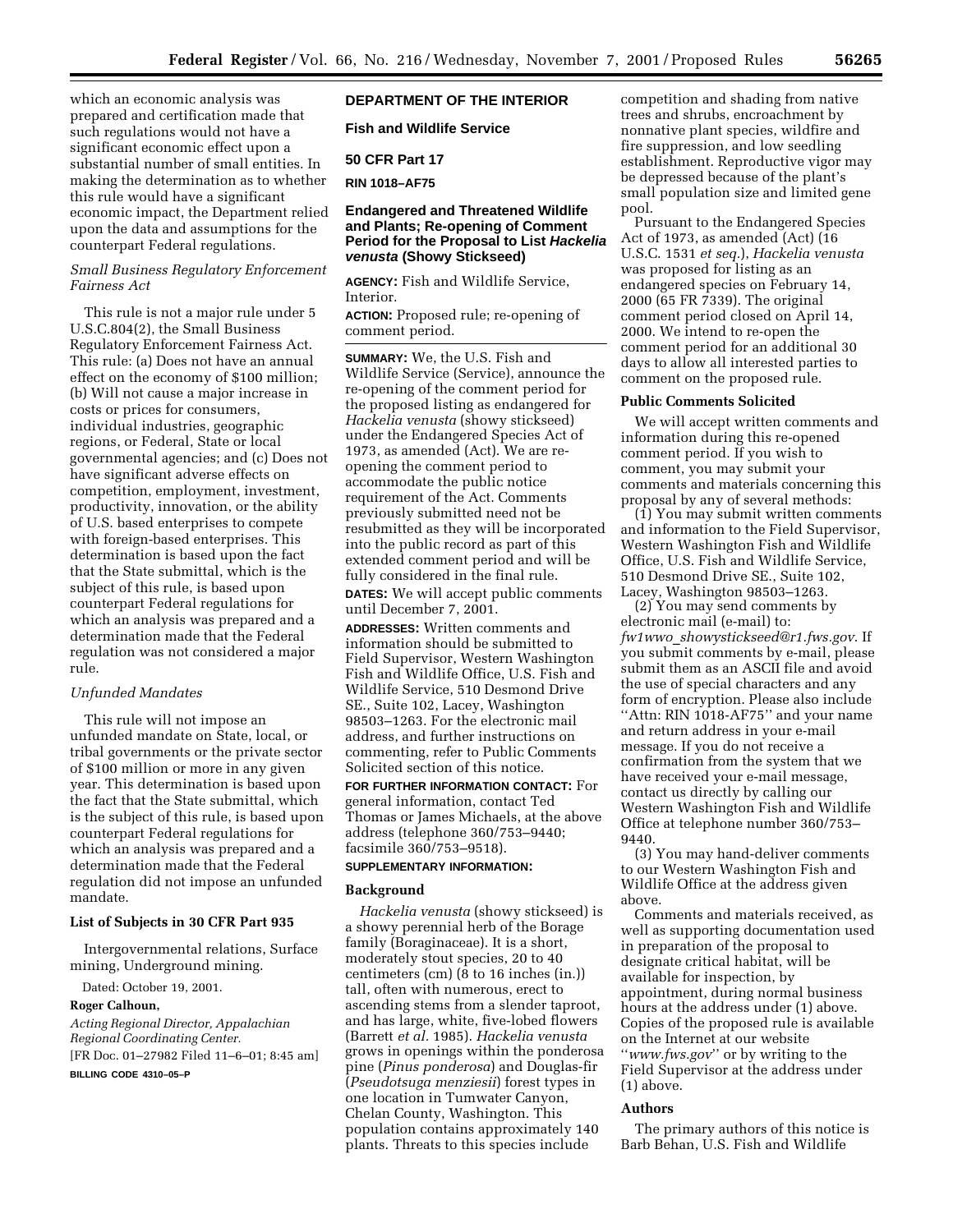which an economic analysis was prepared and certification made that such regulations would not have a significant economic effect upon a substantial number of small entities. In making the determination as to whether this rule would have a significant economic impact, the Department relied upon the data and assumptions for the counterpart Federal regulations.

*Small Business Regulatory Enforcement Fairness Act*

This rule is not a major rule under 5 U.S.C.804(2), the Small Business Regulatory Enforcement Fairness Act. This rule: (a) Does not have an annual effect on the economy of $100 million; (b) Will not cause a major increase in costs or prices for consumers, individual industries, geographic regions, or Federal, State or local governmental agencies; and (c) Does not have significant adverse effects on competition, employment, investment, productivity, innovation, or the ability of U.S. based enterprises to compete with foreign-based enterprises. This determination is based upon the fact that the State submittal, which is the subject of this rule, is based upon counterpart Federal regulations for which an analysis was prepared and a determination made that the Federal regulation was not considered a major rule.

*Unfunded Mandates*

This rule will not impose an unfunded mandate on State, local, or tribal governments or the private sector of $100 million or more in any given year. This determination is based upon the fact that the State submittal, which is the subject of this rule, is based upon counterpart Federal regulations for which an analysis was prepared and a determination made that the Federal regulation did not impose an unfunded mandate.

**List of Subjects in 30 CFR Part 935**

Intergovernmental relations, Surface mining, Underground mining.

Dated: October 19, 2001.

**Roger Calhoun,**

*Acting Regional Director, Appalachian Regional Coordinating Center.*

[FR Doc. 01–27982 Filed 11–6–01; 8:45 am]

**BILLING CODE 4310–05–P**

## DEPARTMENT OF THE INTERIOR

## Fish and Wildlife Service

## 50 CFR Part 17

## RIN 1018–AF75

## Endangered and Threatened Wildlife and Plants; Re-opening of Comment Period for the Proposal to List *Hackelia venusta* (Showy Stickseed)

**AGENCY:** Fish and Wildlife Service, Interior.

**ACTION:** Proposed rule; re-opening of comment period.

**SUMMARY:** We, the U.S. Fish and Wildlife Service (Service), announce the re-opening of the comment period for the proposed listing as endangered for *Hackelia venusta* (showy stickseed) under the Endangered Species Act of 1973, as amended (Act). We are re-opening the comment period to accommodate the public notice requirement of the Act. Comments previously submitted need not be resubmitted as they will be incorporated into the public record as part of this extended comment period and will be fully considered in the final rule.

**DATES:** We will accept public comments until December 7, 2001.

**ADDRESSES:** Written comments and information should be submitted to Field Supervisor, Western Washington Fish and Wildlife Office, U.S. Fish and Wildlife Service, 510 Desmond Drive SE., Suite 102, Lacey, Washington 98503–1263. For the electronic mail address, and further instructions on commenting, refer to Public Comments Solicited section of this notice.

**FOR FURTHER INFORMATION CONTACT:** For general information, contact Ted Thomas or James Michaels, at the above address (telephone 360/753–9440; facsimile 360/753–9518).

**SUPPLEMENTARY INFORMATION:**

### Background

*Hackelia venusta* (showy stickseed) is a showy perennial herb of the Borage family (Boraginaceae). It is a short, moderately stout species, 20 to 40 centimeters (cm) (8 to 16 inches (in.)) tall, often with numerous, erect to ascending stems from a slender taproot, and has large, white, five-lobed flowers (Barrett *et al.* 1985). *Hackelia venusta* grows in openings within the ponderosa pine (*Pinus ponderosa*) and Douglas-fir (*Pseudotsuga menziesii*) forest types in one location in Tumwater Canyon, Chelan County, Washington. This population contains approximately 140 plants. Threats to this species include competition and shading from native trees and shrubs, encroachment by nonnative plant species, wildfire and fire suppression, and low seedling establishment. Reproductive vigor may be depressed because of the plant's small population size and limited gene pool.

Pursuant to the Endangered Species Act of 1973, as amended (Act) (16 U.S.C. 1531 *et seq.*), *Hackelia venusta* was proposed for listing as an endangered species on February 14, 2000 (65 FR 7339). The original comment period closed on April 14, 2000. We intend to re-open the comment period for an additional 30 days to allow all interested parties to comment on the proposed rule.

### Public Comments Solicited

We will accept written comments and information during this re-opened comment period. If you wish to comment, you may submit your comments and materials concerning this proposal by any of several methods:

(1) You may submit written comments and information to the Field Supervisor, Western Washington Fish and Wildlife Office, U.S. Fish and Wildlife Service, 510 Desmond Drive SE., Suite 102, Lacey, Washington 98503–1263.

(2) You may send comments by electronic mail (e-mail) to: *fw1wwo_showystickseed@r1.fws.gov*. If you submit comments by e-mail, please submit them as an ASCII file and avoid the use of special characters and any form of encryption. Please also include ''Attn: RIN 1018-AF75'' and your name and return address in your e-mail message. If you do not receive a confirmation from the system that we have received your e-mail message, contact us directly by calling our Western Washington Fish and Wildlife Office at telephone number 360/753–9440.

(3) You may hand-deliver comments to our Western Washington Fish and Wildlife Office at the address given above.

Comments and materials received, as well as supporting documentation used in preparation of the proposal to designate critical habitat, will be available for inspection, by appointment, during normal business hours at the address under (1) above. Copies of the proposed rule is available on the Internet at our website ''*www.fws.gov*'' or by writing to the Field Supervisor at the address under (1) above.

### Authors

The primary authors of this notice is Barb Behan, U.S. Fish and Wildlife